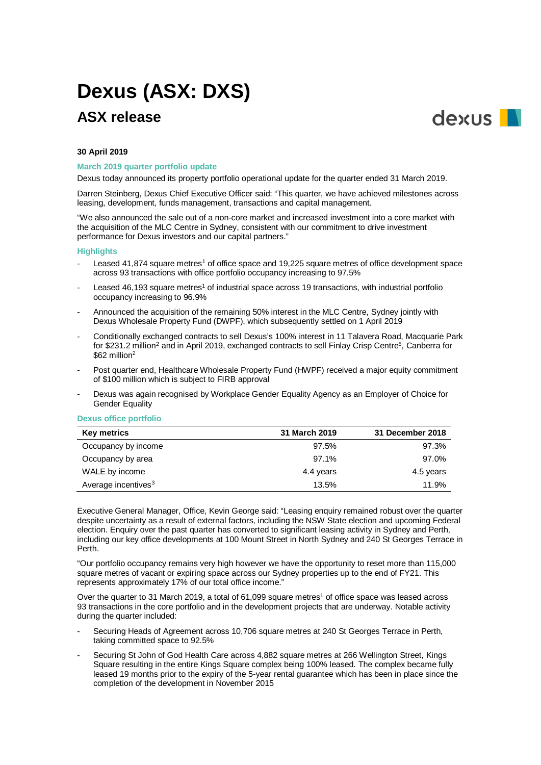# Dexus (ASX: DXS)

## ASX release

**30 April 2019**

### March 2019 quarter portfolio update

Dexus today announced its property portfolio operational update for the quarter ended 31 March 2019.

Darren Steinberg, Dexus Chief Executive Officer said: "This quarter, we have achieved milestones across leasing, development, funds management, transactions and capital management.

"We also announced the sale out of a non-core market and increased investment into a core market with the acquisition of the MLC Centre in Sydney, consistent with our commitment to drive investment performance for Dexus investors and our capital partners."

### Highlights

- Leased 41,874 square metres[1] of office space and 19,225 square metres of office development space across 93 transactions with office portfolio occupancy increasing to 97.5%
- Leased 46,193 square metres[1] of industrial space across 19 transactions, with industrial portfolio occupancy increasing to 96.9%
- Announced the acquisition of the remaining 50% interest in the MLC Centre, Sydney jointly with Dexus Wholesale Property Fund (DWPF), which subsequently settled on 1 April 2019
- Conditionally exchanged contracts to sell Dexus's 100% interest in 11 Talavera Road, Macquarie Park for $231.2 million[2] and in April 2019, exchanged contracts to sell Finlay Crisp Centre[5], Canberra for $62 million[2]
- Post quarter end, Healthcare Wholesale Property Fund (HWPF) received a major equity commitment of $100 million which is subject to FIRB approval
- Dexus was again recognised by Workplace Gender Equality Agency as an Employer of Choice for Gender Equality

### Dexus office portfolio

| Key metrics | 31 March 2019 | 31 December 2018 |
|---|---|---|
| Occupancy by income | 97.5% | 97.3% |
| Occupancy by area | 97.1% | 97.0% |
| WALE by income | 4.4 years | 4.5 years |
| Average incentives[3] | 13.5% | 11.9% |

Executive General Manager, Office, Kevin George said: "Leasing enquiry remained robust over the quarter despite uncertainty as a result of external factors, including the NSW State election and upcoming Federal election. Enquiry over the past quarter has converted to significant leasing activity in Sydney and Perth, including our key office developments at 100 Mount Street in North Sydney and 240 St Georges Terrace in Perth.

"Our portfolio occupancy remains very high however we have the opportunity to reset more than 115,000 square metres of vacant or expiring space across our Sydney properties up to the end of FY21. This represents approximately 17% of our total office income."

Over the quarter to 31 March 2019, a total of 61,099 square metres[1] of office space was leased across 93 transactions in the core portfolio and in the development projects that are underway. Notable activity during the quarter included:

- Securing Heads of Agreement across 10,706 square metres at 240 St Georges Terrace in Perth, taking committed space to 92.5%
- Securing St John of God Health Care across 4,882 square metres at 266 Wellington Street, Kings Square resulting in the entire Kings Square complex being 100% leased. The complex became fully leased 19 months prior to the expiry of the 5-year rental guarantee which has been in place since the completion of the development in November 2015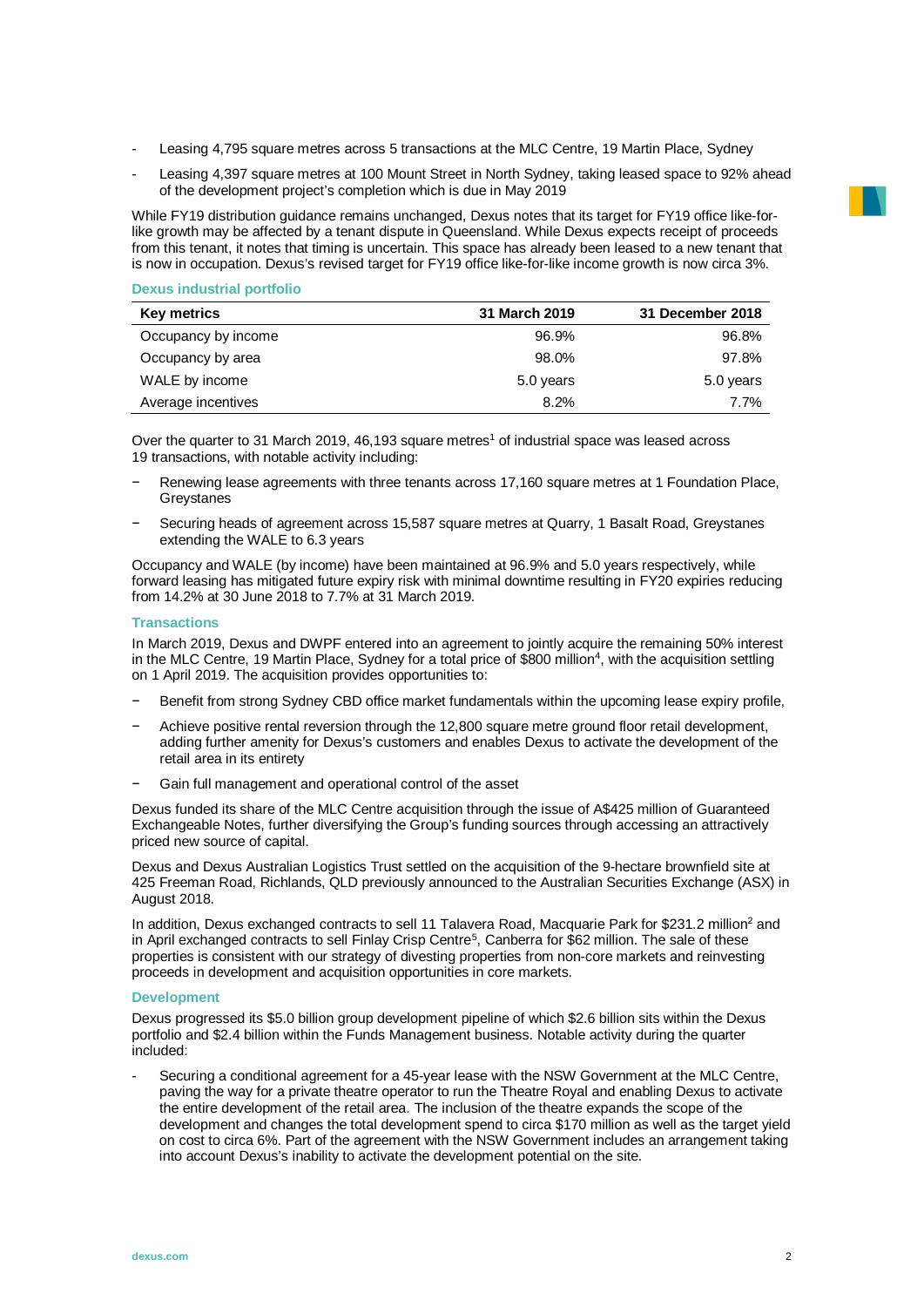- Leasing 4,795 square metres across 5 transactions at the MLC Centre, 19 Martin Place, Sydney
- Leasing 4,397 square metres at 100 Mount Street in North Sydney, taking leased space to 92% ahead of the development project's completion which is due in May 2019

While FY19 distribution guidance remains unchanged, Dexus notes that its target for FY19 office like-for-like growth may be affected by a tenant dispute in Queensland. While Dexus expects receipt of proceeds from this tenant, it notes that timing is uncertain. This space has already been leased to a new tenant that is now in occupation. Dexus's revised target for FY19 office like-for-like income growth is now circa 3%.

### Dexus industrial portfolio

| Key metrics | 31 March 2019 | 31 December 2018 |
|---|---|---|
| Occupancy by income | 96.9% | 96.8% |
| Occupancy by area | 98.0% | 97.8% |
| WALE by income | 5.0 years | 5.0 years |
| Average incentives | 8.2% | 7.7% |

Over the quarter to 31 March 2019, 46,193 square metres[1] of industrial space was leased across 19 transactions, with notable activity including:

- Renewing lease agreements with three tenants across 17,160 square metres at 1 Foundation Place, Greystanes
- Securing heads of agreement across 15,587 square metres at Quarry, 1 Basalt Road, Greystanes extending the WALE to 6.3 years

Occupancy and WALE (by income) have been maintained at 96.9% and 5.0 years respectively, while forward leasing has mitigated future expiry risk with minimal downtime resulting in FY20 expiries reducing from 14.2% at 30 June 2018 to 7.7% at 31 March 2019.

### Transactions

In March 2019, Dexus and DWPF entered into an agreement to jointly acquire the remaining 50% interest in the MLC Centre, 19 Martin Place, Sydney for a total price of $800 million[4], with the acquisition settling on 1 April 2019. The acquisition provides opportunities to:

- Benefit from strong Sydney CBD office market fundamentals within the upcoming lease expiry profile,
- Achieve positive rental reversion through the 12,800 square metre ground floor retail development, adding further amenity for Dexus's customers and enables Dexus to activate the development of the retail area in its entirety
- Gain full management and operational control of the asset

Dexus funded its share of the MLC Centre acquisition through the issue of A$425 million of Guaranteed Exchangeable Notes, further diversifying the Group's funding sources through accessing an attractively priced new source of capital.

Dexus and Dexus Australian Logistics Trust settled on the acquisition of the 9-hectare brownfield site at 425 Freeman Road, Richlands, QLD previously announced to the Australian Securities Exchange (ASX) in August 2018.

In addition, Dexus exchanged contracts to sell 11 Talavera Road, Macquarie Park for $231.2 million[2] and in April exchanged contracts to sell Finlay Crisp Centre[5], Canberra for $62 million. The sale of these properties is consistent with our strategy of divesting properties from non-core markets and reinvesting proceeds in development and acquisition opportunities in core markets.

### Development

Dexus progressed its $5.0 billion group development pipeline of which $2.6 billion sits within the Dexus portfolio and $2.4 billion within the Funds Management business. Notable activity during the quarter included:

- Securing a conditional agreement for a 45-year lease with the NSW Government at the MLC Centre, paving the way for a private theatre operator to run the Theatre Royal and enabling Dexus to activate the entire development of the retail area. The inclusion of the theatre expands the scope of the development and changes the total development spend to circa $170 million as well as the target yield on cost to circa 6%. Part of the agreement with the NSW Government includes an arrangement taking into account Dexus's inability to activate the development potential on the site.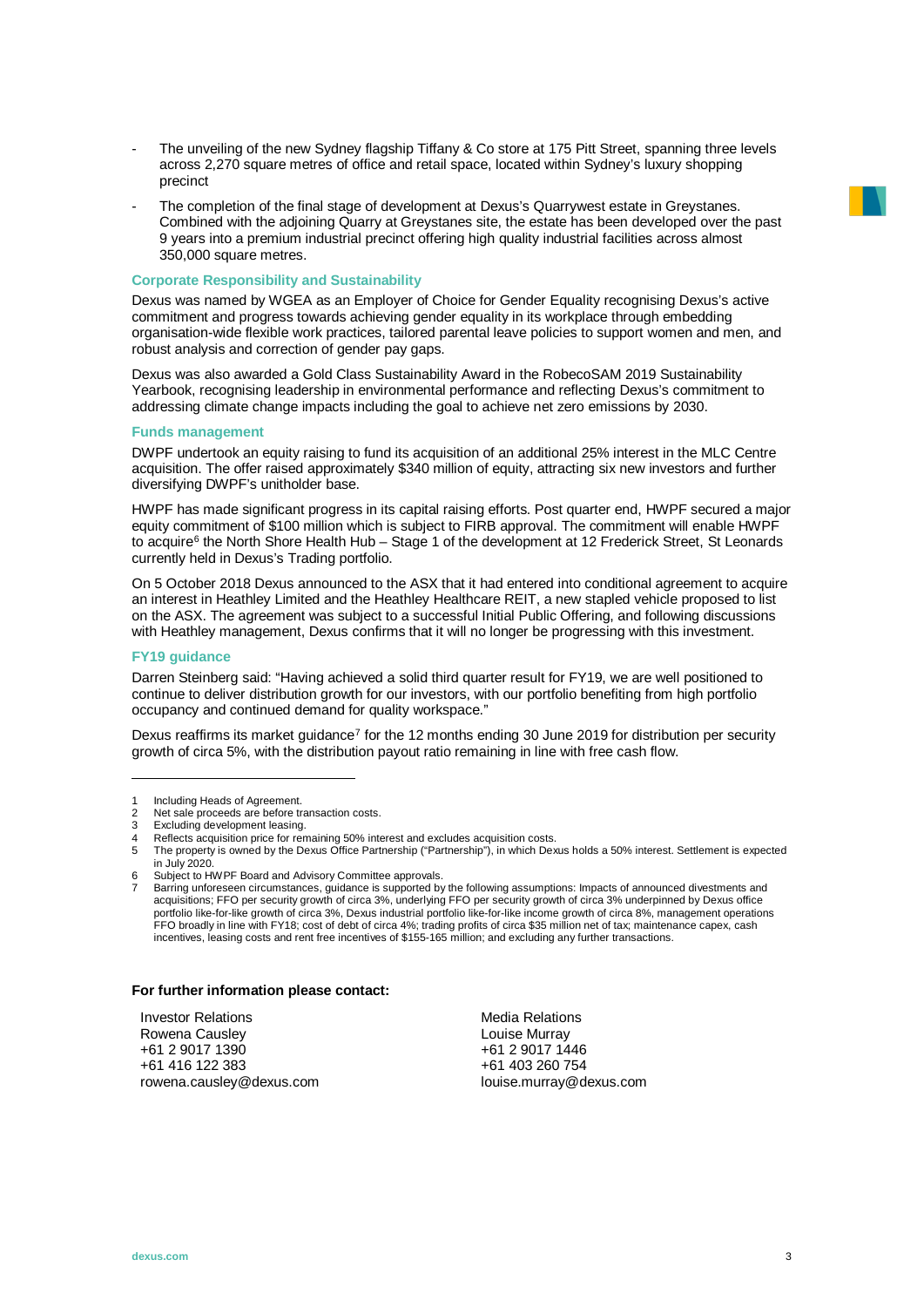- The unveiling of the new Sydney flagship Tiffany & Co store at 175 Pitt Street, spanning three levels across 2,270 square metres of office and retail space, located within Sydney's luxury shopping precinct
- The completion of the final stage of development at Dexus's Quarrywest estate in Greystanes. Combined with the adjoining Quarry at Greystanes site, the estate has been developed over the past 9 years into a premium industrial precinct offering high quality industrial facilities across almost 350,000 square metres.

### Corporate Responsibility and Sustainability

Dexus was named by WGEA as an Employer of Choice for Gender Equality recognising Dexus's active commitment and progress towards achieving gender equality in its workplace through embedding organisation-wide flexible work practices, tailored parental leave policies to support women and men, and robust analysis and correction of gender pay gaps.

Dexus was also awarded a Gold Class Sustainability Award in the RobecoSAM 2019 Sustainability Yearbook, recognising leadership in environmental performance and reflecting Dexus's commitment to addressing climate change impacts including the goal to achieve net zero emissions by 2030.

### Funds management

DWPF undertook an equity raising to fund its acquisition of an additional 25% interest in the MLC Centre acquisition. The offer raised approximately $340 million of equity, attracting six new investors and further diversifying DWPF's unitholder base.

HWPF has made significant progress in its capital raising efforts. Post quarter end, HWPF secured a major equity commitment of $100 million which is subject to FIRB approval. The commitment will enable HWPF to acquire[6] the North Shore Health Hub – Stage 1 of the development at 12 Frederick Street, St Leonards currently held in Dexus's Trading portfolio.

On 5 October 2018 Dexus announced to the ASX that it had entered into conditional agreement to acquire an interest in Heathley Limited and the Heathley Healthcare REIT, a new stapled vehicle proposed to list on the ASX. The agreement was subject to a successful Initial Public Offering, and following discussions with Heathley management, Dexus confirms that it will no longer be progressing with this investment.

### FY19 guidance

Darren Steinberg said: "Having achieved a solid third quarter result for FY19, we are well positioned to continue to deliver distribution growth for our investors, with our portfolio benefiting from high portfolio occupancy and continued demand for quality workspace."

Dexus reaffirms its market guidance[7] for the 12 months ending 30 June 2019 for distribution per security growth of circa 5%, with the distribution payout ratio remaining in line with free cash flow.

---

1 Including Heads of Agreement.
2 Net sale proceeds are before transaction costs.
3 Excluding development leasing.
4 Reflects acquisition price for remaining 50% interest and excludes acquisition costs.
5 The property is owned by the Dexus Office Partnership ("Partnership"), in which Dexus holds a 50% interest. Settlement is expected in July 2020.
6 Subject to HWPF Board and Advisory Committee approvals.
7 Barring unforeseen circumstances, guidance is supported by the following assumptions: Impacts of announced divestments and acquisitions; FFO per security growth of circa 3%, underlying FFO per security growth of circa 3% underpinned by Dexus office portfolio like-for-like growth of circa 3%, Dexus industrial portfolio like-for-like income growth of circa 8%, management operations FFO broadly in line with FY18; cost of debt of circa 4%; trading profits of circa $35 million net of tax; maintenance capex, cash incentives, leasing costs and rent free incentives of $155-165 million; and excluding any further transactions.

**For further information please contact:**

Investor Relations
Rowena Causley
+61 2 9017 1390
+61 416 122 383
rowena.causley@dexus.com

Media Relations
Louise Murray
+61 2 9017 1446
+61 403 260 754
louise.murray@dexus.com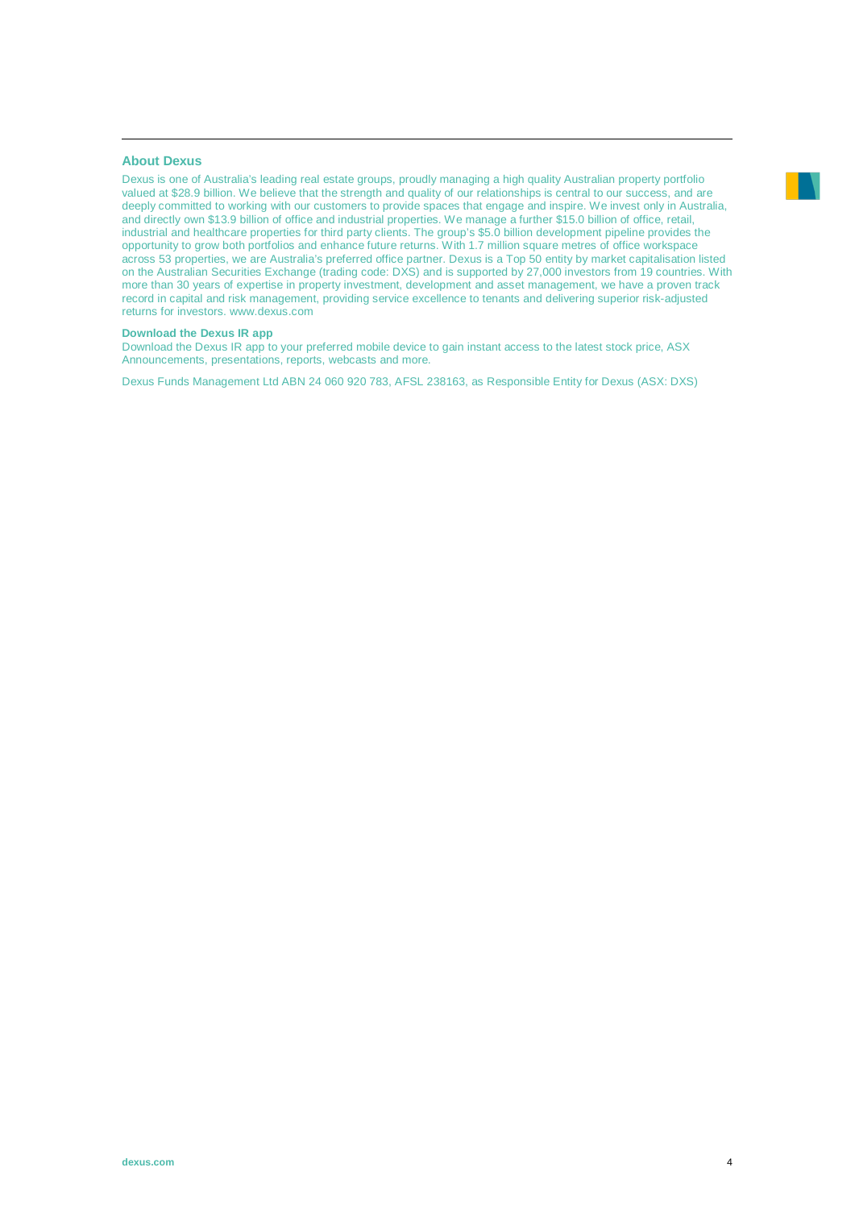## About Dexus

Dexus is one of Australia's leading real estate groups, proudly managing a high quality Australian property portfolio valued at $28.9 billion. We believe that the strength and quality of our relationships is central to our success, and are deeply committed to working with our customers to provide spaces that engage and inspire. We invest only in Australia, and directly own $13.9 billion of office and industrial properties. We manage a further $15.0 billion of office, retail, industrial and healthcare properties for third party clients. The group's $5.0 billion development pipeline provides the opportunity to grow both portfolios and enhance future returns. With 1.7 million square metres of office workspace across 53 properties, we are Australia's preferred office partner. Dexus is a Top 50 entity by market capitalisation listed on the Australian Securities Exchange (trading code: DXS) and is supported by 27,000 investors from 19 countries. With more than 30 years of expertise in property investment, development and asset management, we have a proven track record in capital and risk management, providing service excellence to tenants and delivering superior risk-adjusted returns for investors. www.dexus.com

### Download the Dexus IR app

Download the Dexus IR app to your preferred mobile device to gain instant access to the latest stock price, ASX Announcements, presentations, reports, webcasts and more.

Dexus Funds Management Ltd ABN 24 060 920 783, AFSL 238163, as Responsible Entity for Dexus (ASX: DXS)